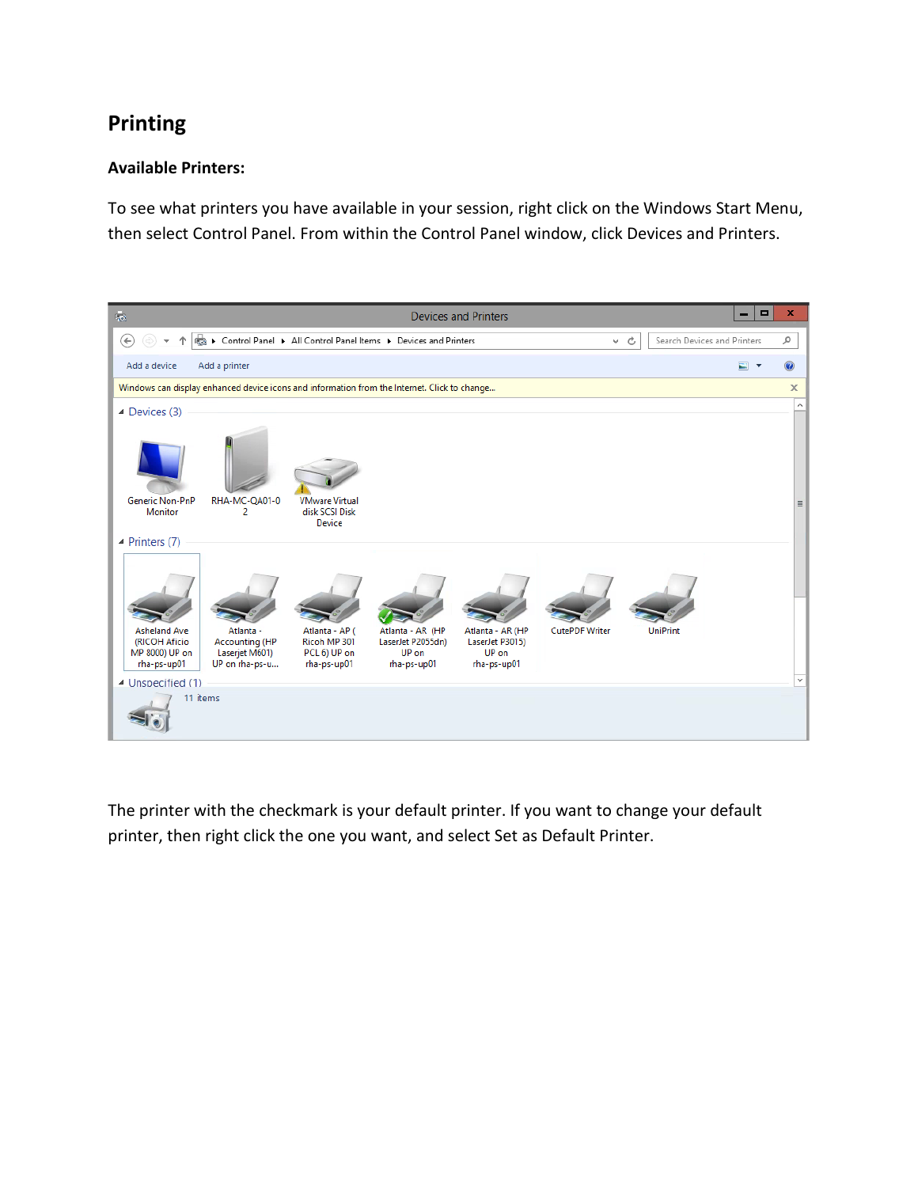# Printing

## Available Printers:

To see what printers you have available in your session, right click on the Windows Start Menu, then select Control Panel. From within the Control Panel window, click Devices and Printers.

The printer with the checkmark is your default printer. If you want to change your default printer, then right click the one you want, and select Set as Default Printer.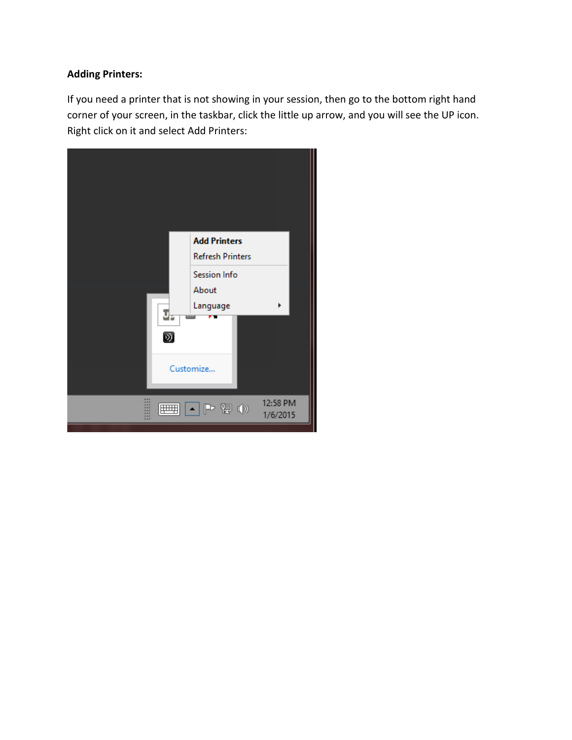**Adding Printers:**

If you need a printer that is not showing in your session, then go to the bottom right hand corner of your screen, in the taskbar, click the little up arrow, and you will see the UP icon. Right click on it and select Add Printers: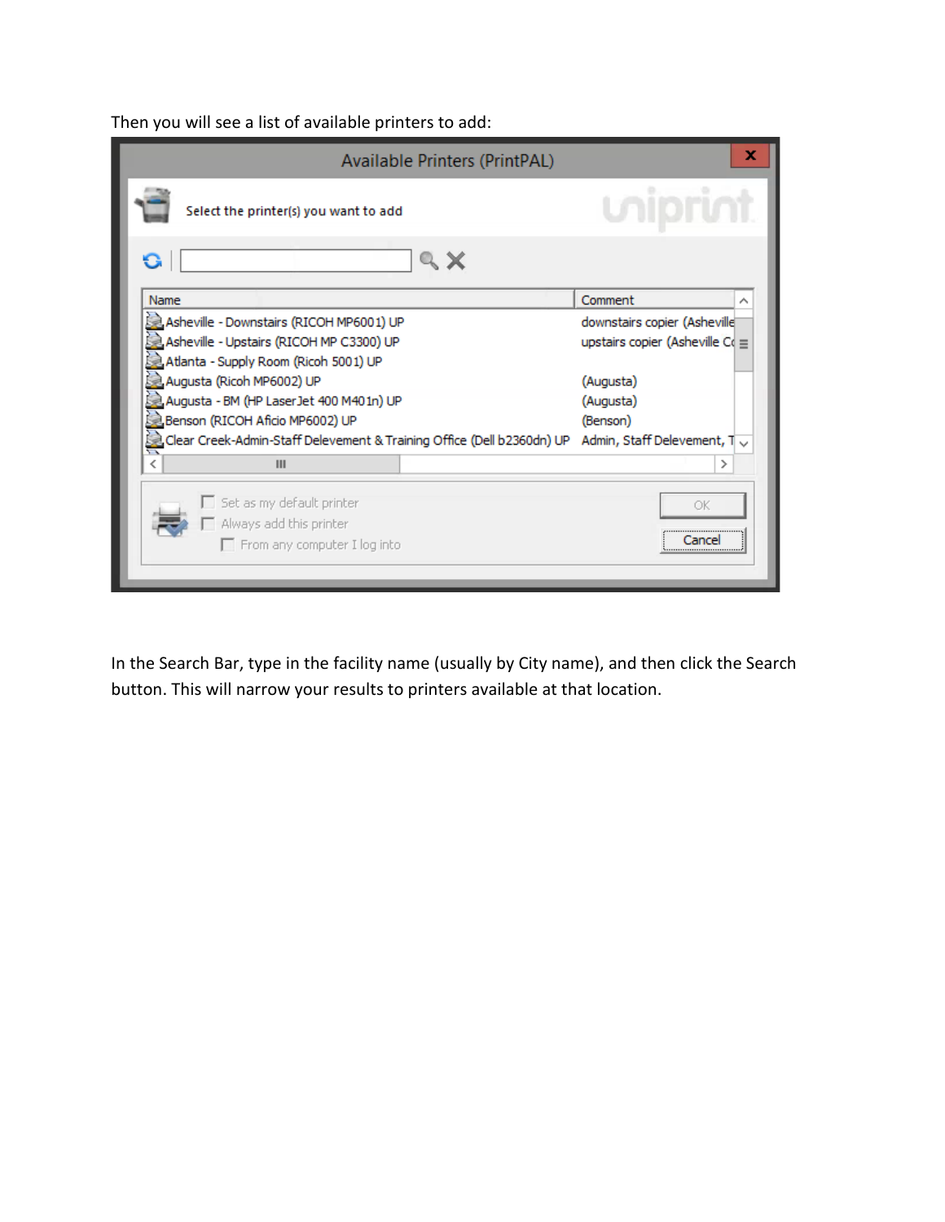Then you will see a list of available printers to add:

In the Search Bar, type in the facility name (usually by City name), and then click the Search button. This will narrow your results to printers available at that location.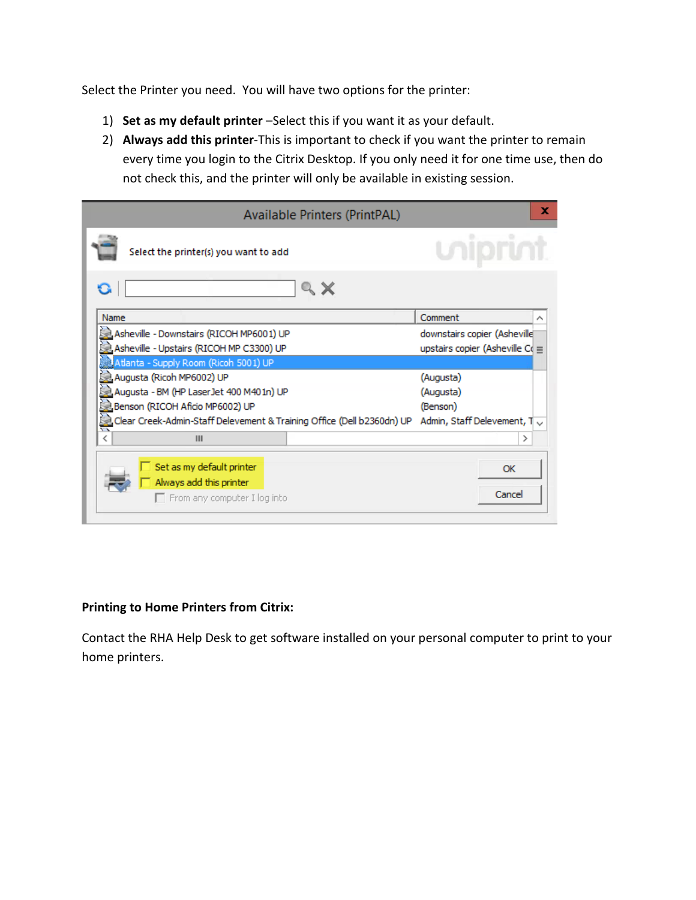Select the Printer you need.  You will have two options for the printer:

1) **Set as my default printer** –Select this if you want it as your default.
2) **Always add this printer**-This is important to check if you want the printer to remain every time you login to the Citrix Desktop. If you only need it for one time use, then do not check this, and the printer will only be available in existing session.

**Printing to Home Printers from Citrix:**

Contact the RHA Help Desk to get software installed on your personal computer to print to your home printers.